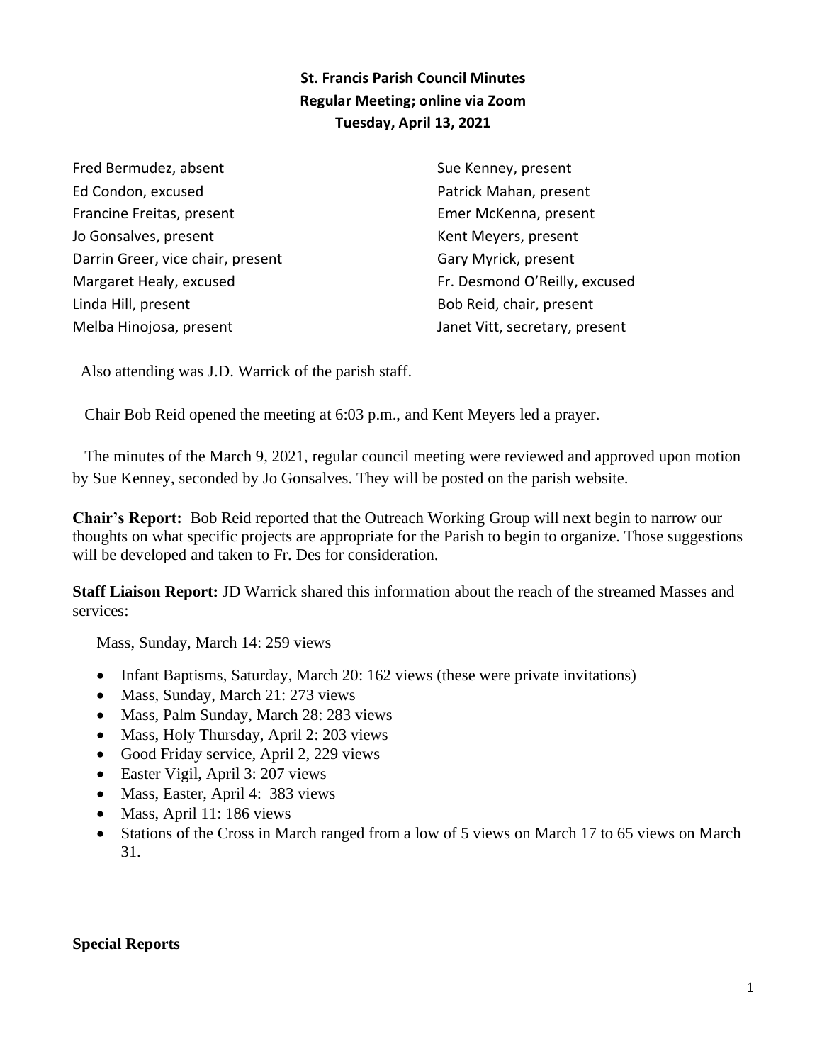# St. Francis Parish Council Minutes
## Regular Meeting; online via Zoom
## Tuesday, April 13, 2021

Fred Bermudez, absent
Ed Condon, excused
Francine Freitas, present
Jo Gonsalves, present
Darrin Greer, vice chair, present
Margaret Healy, excused
Linda Hill, present
Melba Hinojosa, present
Sue Kenney, present
Patrick Mahan, present
Emer McKenna, present
Kent Meyers, present
Gary Myrick, present
Fr. Desmond O'Reilly, excused
Bob Reid, chair, present
Janet Vitt, secretary, present

Also attending was J.D. Warrick of the parish staff.

Chair Bob Reid opened the meeting at 6:03 p.m., and Kent Meyers led a prayer.

The minutes of the March 9, 2021, regular council meeting were reviewed and approved upon motion by Sue Kenney, seconded by Jo Gonsalves. They will be posted on the parish website.

**Chair's Report:** Bob Reid reported that the Outreach Working Group will next begin to narrow our thoughts on what specific projects are appropriate for the Parish to begin to organize. Those suggestions will be developed and taken to Fr. Des for consideration.

**Staff Liaison Report:** JD Warrick shared this information about the reach of the streamed Masses and services:

Mass, Sunday, March 14: 259 views

- Infant Baptisms, Saturday, March 20: 162 views (these were private invitations)
- Mass, Sunday, March 21: 273 views
- Mass, Palm Sunday, March 28: 283 views
- Mass, Holy Thursday, April 2: 203 views
- Good Friday service, April 2, 229 views
- Easter Vigil, April 3: 207 views
- Mass, Easter, April 4: 383 views
- Mass, April 11: 186 views
- Stations of the Cross in March ranged from a low of 5 views on March 17 to 65 views on March 31.

**Special Reports**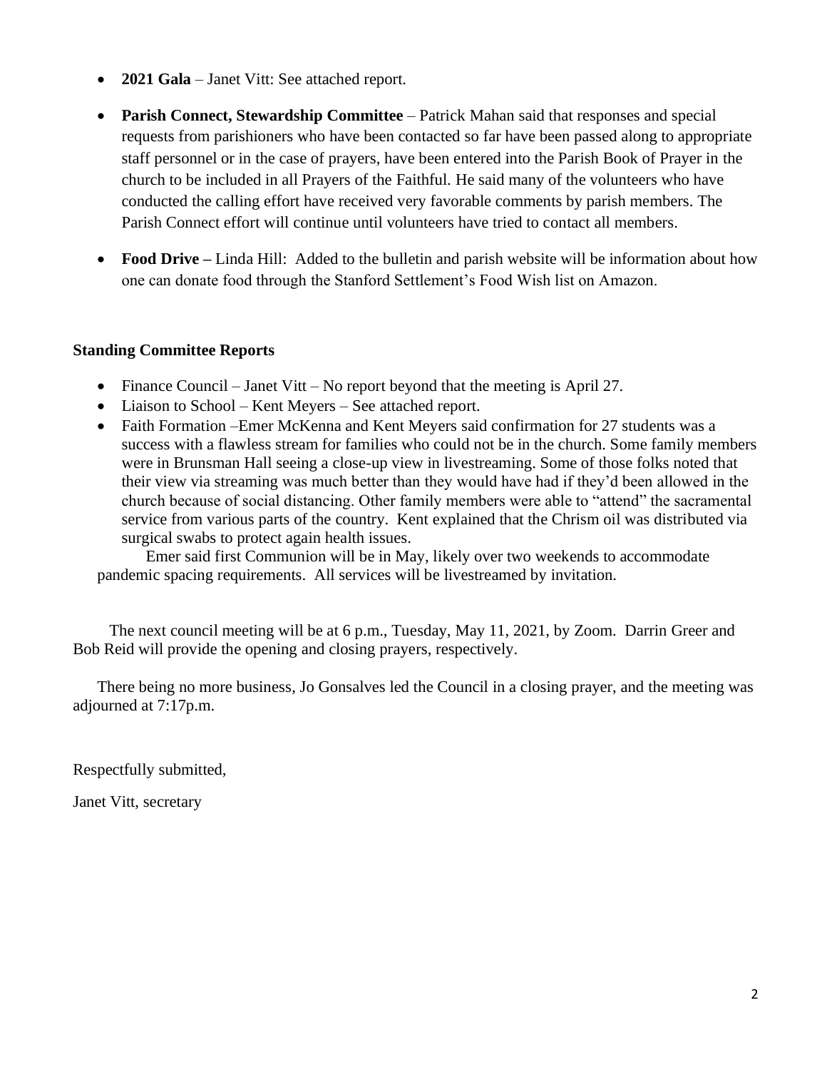- **2021 Gala** – Janet Vitt: See attached report.
- **Parish Connect, Stewardship Committee** – Patrick Mahan said that responses and special requests from parishioners who have been contacted so far have been passed along to appropriate staff personnel or in the case of prayers, have been entered into the Parish Book of Prayer in the church to be included in all Prayers of the Faithful. He said many of the volunteers who have conducted the calling effort have received very favorable comments by parish members. The Parish Connect effort will continue until volunteers have tried to contact all members.
- **Food Drive –** Linda Hill: Added to the bulletin and parish website will be information about how one can donate food through the Stanford Settlement's Food Wish list on Amazon.

**Standing Committee Reports**

- Finance Council – Janet Vitt – No report beyond that the meeting is April 27.
- Liaison to School – Kent Meyers – See attached report.
- Faith Formation –Emer McKenna and Kent Meyers said confirmation for 27 students was a success with a flawless stream for families who could not be in the church. Some family members were in Brunsman Hall seeing a close-up view in livestreaming. Some of those folks noted that their view via streaming was much better than they would have had if they'd been allowed in the church because of social distancing. Other family members were able to "attend" the sacramental service from various parts of the country. Kent explained that the Chrism oil was distributed via surgical swabs to protect again health issues.

Emer said first Communion will be in May, likely over two weekends to accommodate pandemic spacing requirements. All services will be livestreamed by invitation.

The next council meeting will be at 6 p.m., Tuesday, May 11, 2021, by Zoom. Darrin Greer and Bob Reid will provide the opening and closing prayers, respectively.

There being no more business, Jo Gonsalves led the Council in a closing prayer, and the meeting was adjourned at 7:17p.m.

Respectfully submitted,

Janet Vitt, secretary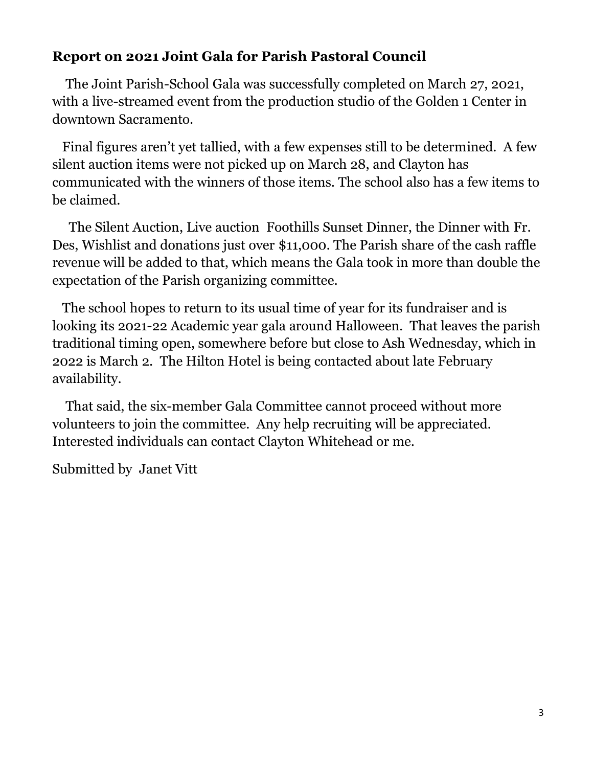**Report on 2021 Joint Gala for Parish Pastoral Council**

The Joint Parish-School Gala was successfully completed on March 27, 2021, with a live-streamed event from the production studio of the Golden 1 Center in downtown Sacramento.

Final figures aren't yet tallied, with a few expenses still to be determined. A few silent auction items were not picked up on March 28, and Clayton has communicated with the winners of those items. The school also has a few items to be claimed.

The Silent Auction, Live auction Foothills Sunset Dinner, the Dinner with Fr. Des, Wishlist and donations just over $11,000. The Parish share of the cash raffle revenue will be added to that, which means the Gala took in more than double the expectation of the Parish organizing committee.

The school hopes to return to its usual time of year for its fundraiser and is looking its 2021-22 Academic year gala around Halloween. That leaves the parish traditional timing open, somewhere before but close to Ash Wednesday, which in 2022 is March 2. The Hilton Hotel is being contacted about late February availability.

That said, the six-member Gala Committee cannot proceed without more volunteers to join the committee. Any help recruiting will be appreciated. Interested individuals can contact Clayton Whitehead or me.

Submitted by Janet Vitt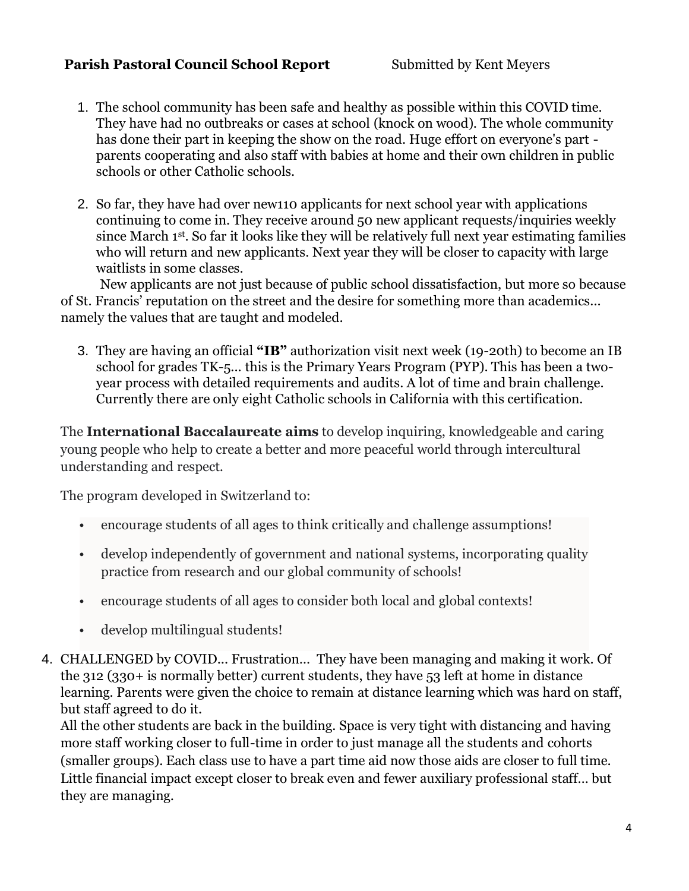**Parish Pastoral Council School Report** Submitted by Kent Meyers

1. The school community has been safe and healthy as possible within this COVID time. They have had no outbreaks or cases at school (knock on wood). The whole community has done their part in keeping the show on the road. Huge effort on everyone's part - parents cooperating and also staff with babies at home and their own children in public schools or other Catholic schools.

2. So far, they have had over new110 applicants for next school year with applications continuing to come in. They receive around 50 new applicant requests/inquiries weekly since March 1st. So far it looks like they will be relatively full next year estimating families who will return and new applicants. Next year they will be closer to capacity with large waitlists in some classes.

New applicants are not just because of public school dissatisfaction, but more so because of St. Francis' reputation on the street and the desire for something more than academics… namely the values that are taught and modeled.

3. They are having an official **"IB"** authorization visit next week (19-20th) to become an IB school for grades TK-5… this is the Primary Years Program (PYP). This has been a two-year process with detailed requirements and audits. A lot of time and brain challenge. Currently there are only eight Catholic schools in California with this certification.

The **International Baccalaureate aims** to develop inquiring, knowledgeable and caring young people who help to create a better and more peaceful world through intercultural understanding and respect.

The program developed in Switzerland to:

- encourage students of all ages to think critically and challenge assumptions!
- develop independently of government and national systems, incorporating quality practice from research and our global community of schools!
- encourage students of all ages to consider both local and global contexts!
- develop multilingual students!

4. CHALLENGED by COVID… Frustration… They have been managing and making it work. Of the 312 (330+ is normally better) current students, they have 53 left at home in distance learning. Parents were given the choice to remain at distance learning which was hard on staff, but staff agreed to do it.
All the other students are back in the building. Space is very tight with distancing and having more staff working closer to full-time in order to just manage all the students and cohorts (smaller groups). Each class use to have a part time aid now those aids are closer to full time. Little financial impact except closer to break even and fewer auxiliary professional staff… but they are managing.